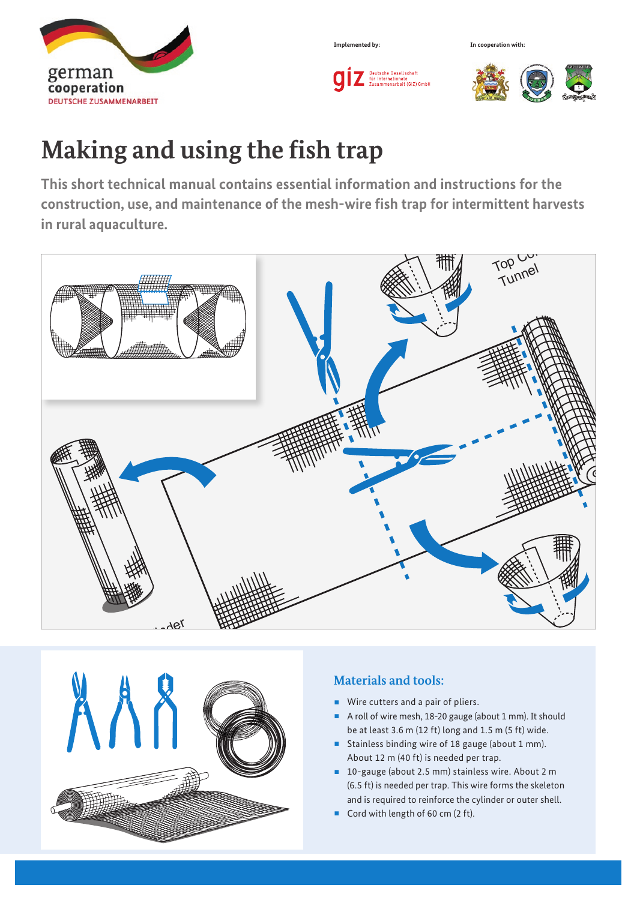german cooperation
DEUTSCHE ZUSAMMENARBEIT

Implemented by:

In cooperation with:

# Making and using the fish trap

**This short technical manual contains essential information and instructions for the construction, use, and maintenance of the mesh-wire fish trap for intermittent harvests in rural aquaculture.**

## Materials and tools:

- Wire cutters and a pair of pliers.
- A roll of wire mesh, 18-20 gauge (about 1 mm). It should be at least 3.6 m (12 ft) long and 1.5 m (5 ft) wide.
- Stainless binding wire of 18 gauge (about 1 mm). About 12 m (40 ft) is needed per trap.
- 10-gauge (about 2.5 mm) stainless wire. About 2 m (6.5 ft) is needed per trap. This wire forms the skeleton and is required to reinforce the cylinder or outer shell.
- Cord with length of 60 cm (2 ft).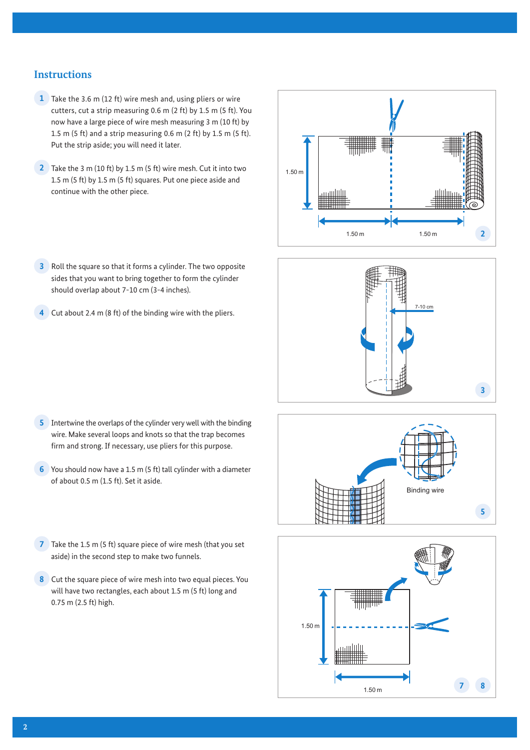## Instructions

1. Take the 3.6 m (12 ft) wire mesh and, using pliers or wire cutters, cut a strip measuring 0.6 m (2 ft) by 1.5 m (5 ft). You now have a large piece of wire mesh measuring 3 m (10 ft) by 1.5 m (5 ft) and a strip measuring 0.6 m (2 ft) by 1.5 m (5 ft). Put the strip aside; you will need it later.

2. Take the 3 m (10 ft) by 1.5 m (5 ft) wire mesh. Cut it into two 1.5 m (5 ft) by 1.5 m (5 ft) squares. Put one piece aside and continue with the other piece.

3. Roll the square so that it forms a cylinder. The two opposite sides that you want to bring together to form the cylinder should overlap about 7-10 cm (3-4 inches).

4. Cut about 2.4 m (8 ft) of the binding wire with the pliers.

5. Intertwine the overlaps of the cylinder very well with the binding wire. Make several loops and knots so that the trap becomes firm and strong. If necessary, use pliers for this purpose.

6. You should now have a 1.5 m (5 ft) tall cylinder with a diameter of about 0.5 m (1.5 ft). Set it aside.

7. Take the 1.5 m (5 ft) square piece of wire mesh (that you set aside) in the second step to make two funnels.

8. Cut the square piece of wire mesh into two equal pieces. You will have two rectangles, each about 1.5 m (5 ft) long and 0.75 m (2.5 ft) high.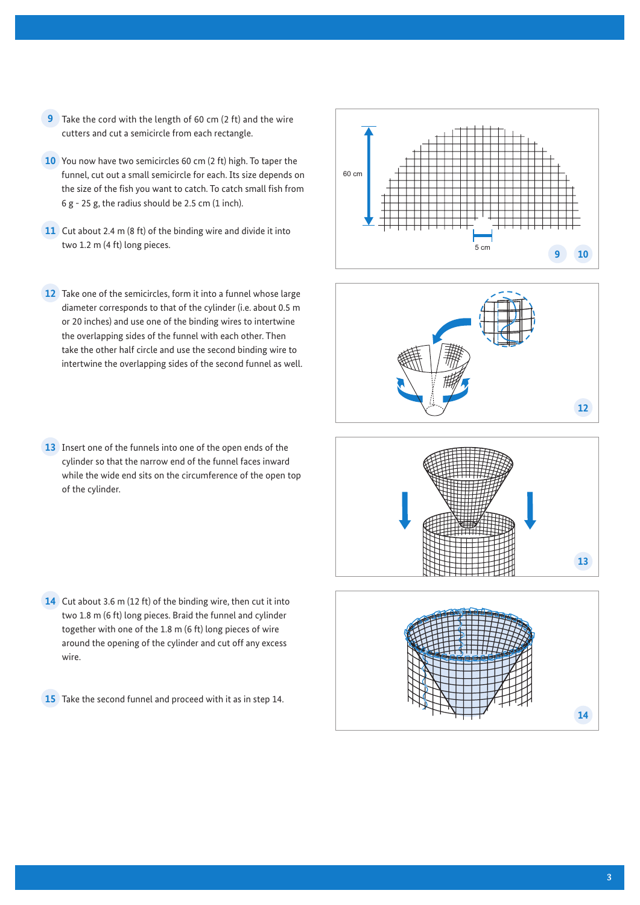9. Take the cord with the length of 60 cm (2 ft) and the wire cutters and cut a semicircle from each rectangle.

10. You now have two semicircles 60 cm (2 ft) high. To taper the funnel, cut out a small semicircle for each. Its size depends on the size of the fish you want to catch. To catch small fish from 6 g - 25 g, the radius should be 2.5 cm (1 inch).

11. Cut about 2.4 m (8 ft) of the binding wire and divide it into two 1.2 m (4 ft) long pieces.

12. Take one of the semicircles, form it into a funnel whose large diameter corresponds to that of the cylinder (i.e. about 0.5 m or 20 inches) and use one of the binding wires to intertwine the overlapping sides of the funnel with each other. Then take the other half circle and use the second binding wire to intertwine the overlapping sides of the second funnel as well.

13. Insert one of the funnels into one of the open ends of the cylinder so that the narrow end of the funnel faces inward while the wide end sits on the circumference of the open top of the cylinder.

14. Cut about 3.6 m (12 ft) of the binding wire, then cut it into two 1.8 m (6 ft) long pieces. Braid the funnel and cylinder together with one of the 1.8 m (6 ft) long pieces of wire around the opening of the cylinder and cut off any excess wire.

15. Take the second funnel and proceed with it as in step 14.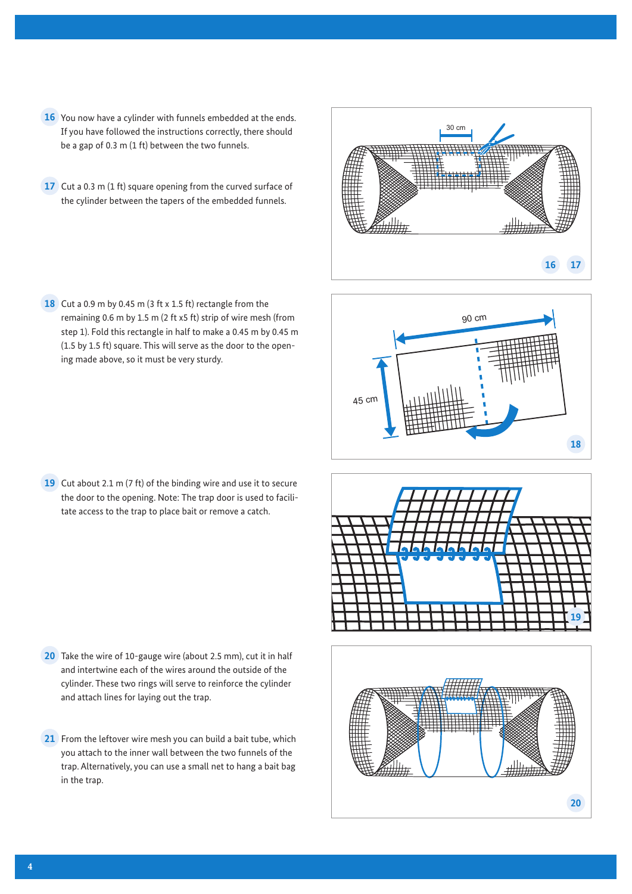**16** You now have a cylinder with funnels embedded at the ends. If you have followed the instructions correctly, there should be a gap of 0.3 m (1 ft) between the two funnels.

**17** Cut a 0.3 m (1 ft) square opening from the curved surface of the cylinder between the tapers of the embedded funnels.

**18** Cut a 0.9 m by 0.45 m (3 ft x 1.5 ft) rectangle from the remaining 0.6 m by 1.5 m (2 ft x5 ft) strip of wire mesh (from step 1). Fold this rectangle in half to make a 0.45 m by 0.45 m (1.5 by 1.5 ft) square. This will serve as the door to the opening made above, so it must be very sturdy.

**19** Cut about 2.1 m (7 ft) of the binding wire and use it to secure the door to the opening. Note: The trap door is used to facilitate access to the trap to place bait or remove a catch.

**20** Take the wire of 10-gauge wire (about 2.5 mm), cut it in half and intertwine each of the wires around the outside of the cylinder. These two rings will serve to reinforce the cylinder and attach lines for laying out the trap.

**21** From the leftover wire mesh you can build a bait tube, which you attach to the inner wall between the two funnels of the trap. Alternatively, you can use a small net to hang a bait bag in the trap.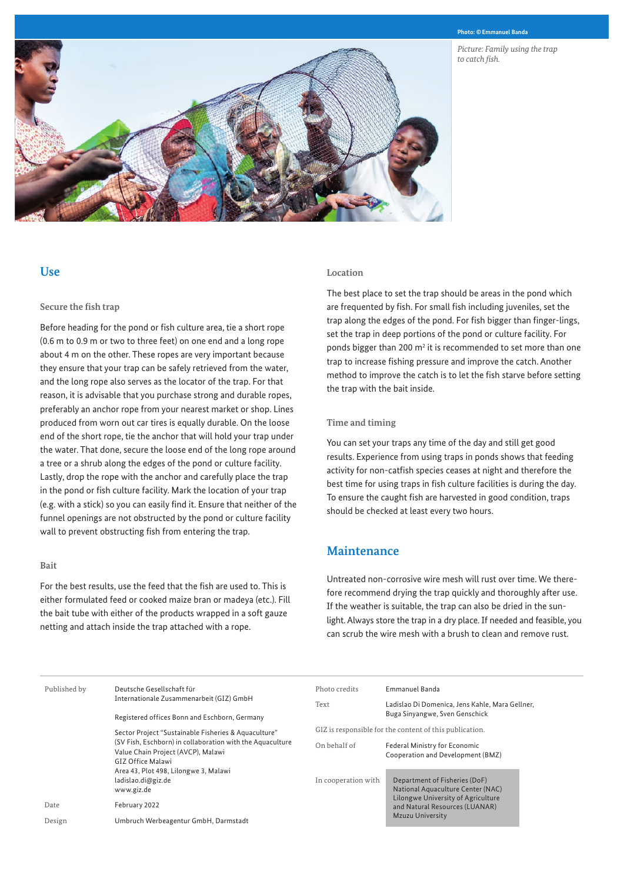Photo: © Emmanuel Banda

*Picture: Family using the trap to catch fish.*

## Use

### Secure the fish trap

Before heading for the pond or fish culture area, tie a short rope (0.6 m to 0.9 m or two to three feet) on one end and a long rope about 4 m on the other. These ropes are very important because they ensure that your trap can be safely retrieved from the water, and the long rope also serves as the locator of the trap. For that reason, it is advisable that you purchase strong and durable ropes, preferably an anchor rope from your nearest market or shop. Lines produced from worn out car tires is equally durable. On the loose end of the short rope, tie the anchor that will hold your trap under the water. That done, secure the loose end of the long rope around a tree or a shrub along the edges of the pond or culture facility. Lastly, drop the rope with the anchor and carefully place the trap in the pond or fish culture facility. Mark the location of your trap (e.g. with a stick) so you can easily find it. Ensure that neither of the funnel openings are not obstructed by the pond or culture facility wall to prevent obstructing fish from entering the trap.

### Bait

For the best results, use the feed that the fish are used to. This is either formulated feed or cooked maize bran or madeya (etc.). Fill the bait tube with either of the products wrapped in a soft gauze netting and attach inside the trap attached with a rope.

### Location

The best place to set the trap should be areas in the pond which are frequented by fish. For small fish including juveniles, set the trap along the edges of the pond. For fish bigger than finger-lings, set the trap in deep portions of the pond or culture facility. For ponds bigger than 200 m² it is recommended to set more than one trap to increase fishing pressure and improve the catch. Another method to improve the catch is to let the fish starve before setting the trap with the bait inside.

### Time and timing

You can set your traps any time of the day and still get good results. Experience from using traps in ponds shows that feeding activity for non-catfish species ceases at night and therefore the best time for using traps in fish culture facilities is during the day. To ensure the caught fish are harvested in good condition, traps should be checked at least every two hours.

## Maintenance

Untreated non-corrosive wire mesh will rust over time. We therefore recommend drying the trap quickly and thoroughly after use. If the weather is suitable, the trap can also be dried in the sunlight. Always store the trap in a dry place. If needed and feasible, you can scrub the wire mesh with a brush to clean and remove rust.

---

| | |
|---|---|
| Published by | Deutsche Gesellschaft für Internationale Zusammenarbeit (GIZ) GmbH<br><br>Registered offices Bonn and Eschborn, Germany<br><br>Sector Project “Sustainable Fisheries & Aquaculture” (SV Fish, Eschborn) in collaboration with the Aquaculture Value Chain Project (AVCP), Malawi<br>GIZ Office Malawi<br>Area 43, Plot 498, Lilongwe 3, Malawi<br>ladislao.di@giz.de<br>www.giz.de |
| Date | February 2022 |
| Design | Umbruch Werbeagentur GmbH, Darmstadt |
| Photo credits | Emmanuel Banda |
| Text | Ladislao Di Domenica, Jens Kahle, Mara Gellner, Buga Sinyangwe, Sven Genschick |

GIZ is responsible for the content of this publication.

| | |
|---|---|
| On behalf of | Federal Ministry for Economic Cooperation and Development (BMZ) |
| In cooperation with | Department of Fisheries (DoF)<br>National Aquaculture Center (NAC)<br>Lilongwe University of Agriculture and Natural Resources (LUANAR)<br>Mzuzu University |